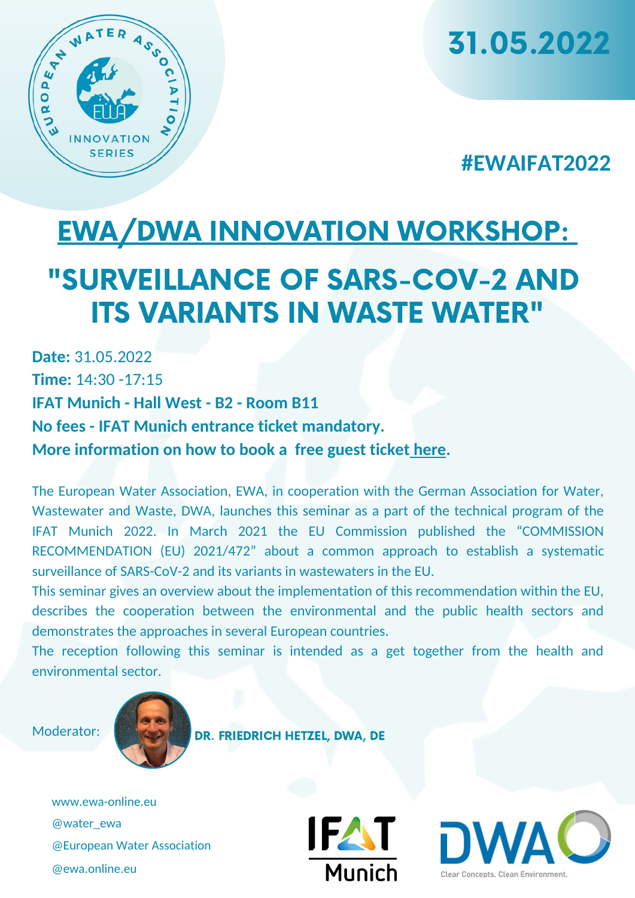31.05.2022

#EWAIFAT2022

# EWA/DWA INNOVATION WORKSHOP:

# "SURVEILLANCE OF SARS-COV-2 AND ITS VARIANTS IN WASTE WATER"

**Date:** 31.05.2022
**Time:** 14:30 -17:15
**IFAT Munich - Hall West - B2 - Room B11**
**No fees - IFAT Munich entrance ticket mandatory.**
**More information on how to book a free guest ticket here.**

The European Water Association, EWA, in cooperation with the German Association for Water, Wastewater and Waste, DWA, launches this seminar as a part of the technical program of the IFAT Munich 2022. In March 2021 the EU Commission published the "COMMISSION RECOMMENDATION (EU) 2021/472" about a common approach to establish a systematic surveillance of SARS-CoV-2 and its variants in wastewaters in the EU.

This seminar gives an overview about the implementation of this recommendation within the EU, describes the cooperation between the environmental and the public health sectors and demonstrates the approaches in several European countries.

The reception following this seminar is intended as a get together from the health and environmental sector.

Moderator: **DR. FRIEDRICH HETZEL, DWA, DE**

www.ewa-online.eu
@water_ewa
@European Water Association
@ewa.online.eu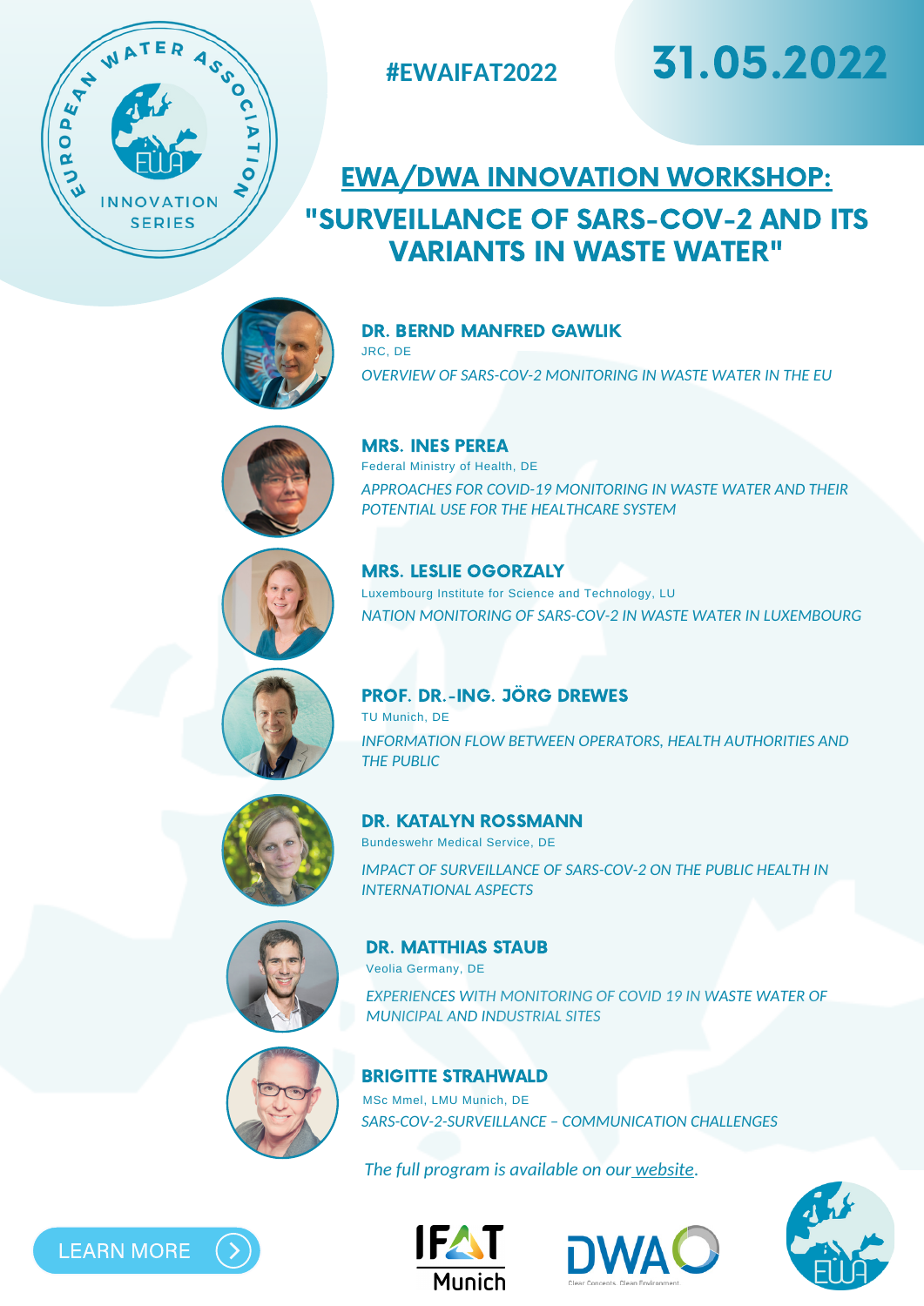EUROPEAN WATER ASSOCIATION

INNOVATION SERIES

#EWAIFAT2022

# 31.05.2022

## EWA/DWA INNOVATION WORKSHOP:

## "SURVEILLANCE OF SARS-COV-2 AND ITS VARIANTS IN WASTE WATER"

**DR. BERND MANFRED GAWLIK**
JRC, DE
*OVERVIEW OF SARS-COV-2 MONITORING IN WASTE WATER IN THE EU*

**MRS. INES PEREA**
Federal Ministry of Health, DE
*APPROACHES FOR COVID-19 MONITORING IN WASTE WATER AND THEIR POTENTIAL USE FOR THE HEALTHCARE SYSTEM*

**MRS. LESLIE OGORZALY**
Luxembourg Institute for Science and Technology, LU
*NATION MONITORING OF SARS-COV-2 IN WASTE WATER IN LUXEMBOURG*

**PROF. DR.-ING. JÖRG DREWES**
TU Munich, DE
*INFORMATION FLOW BETWEEN OPERATORS, HEALTH AUTHORITIES AND THE PUBLIC*

**DR. KATALYN ROSSMANN**
Bundeswehr Medical Service, DE
*IMPACT OF SURVEILLANCE OF SARS-COV-2 ON THE PUBLIC HEALTH IN INTERNATIONAL ASPECTS*

**DR. MATTHIAS STAUB**
Veolia Germany, DE
*EXPERIENCES WITH MONITORING OF COVID 19 IN WASTE WATER OF MUNICIPAL AND INDUSTRIAL SITES*

**BRIGITTE STRAHWALD**
MSc Mmel, LMU Munich, DE
*SARS-COV-2-SURVEILLANCE – COMMUNICATION CHALLENGES*

*The full program is available on our website.*

LEARN MORE

IFAT Munich

DWA Clear Concepts. Clean Environment.

EWA